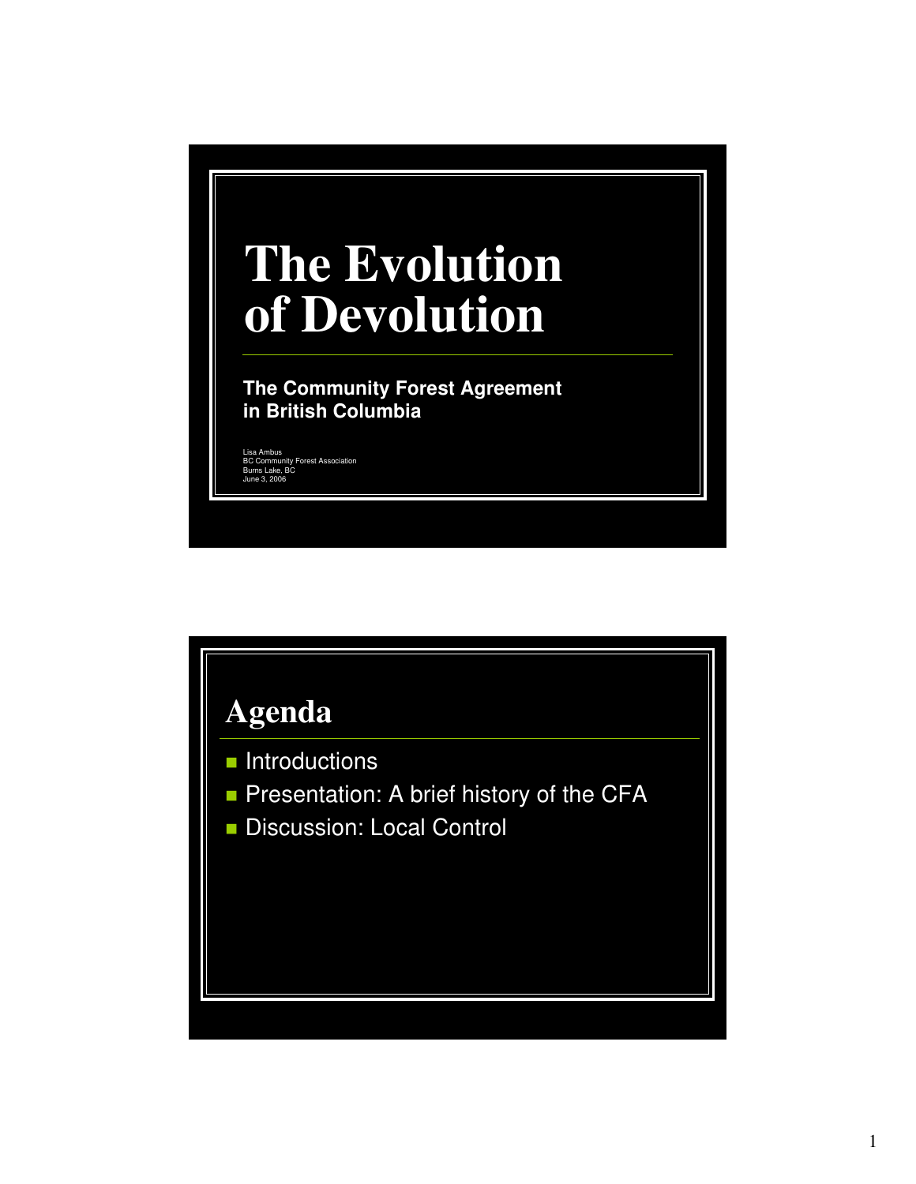# The Evolution of Devolution

**The Community Forest Agreement in British Columbia**

Lisa Ambus
BC Community Forest Association
Burns Lake, BC
June 3, 2006

## Agenda

- Introductions
- Presentation: A brief history of the CFA
- Discussion: Local Control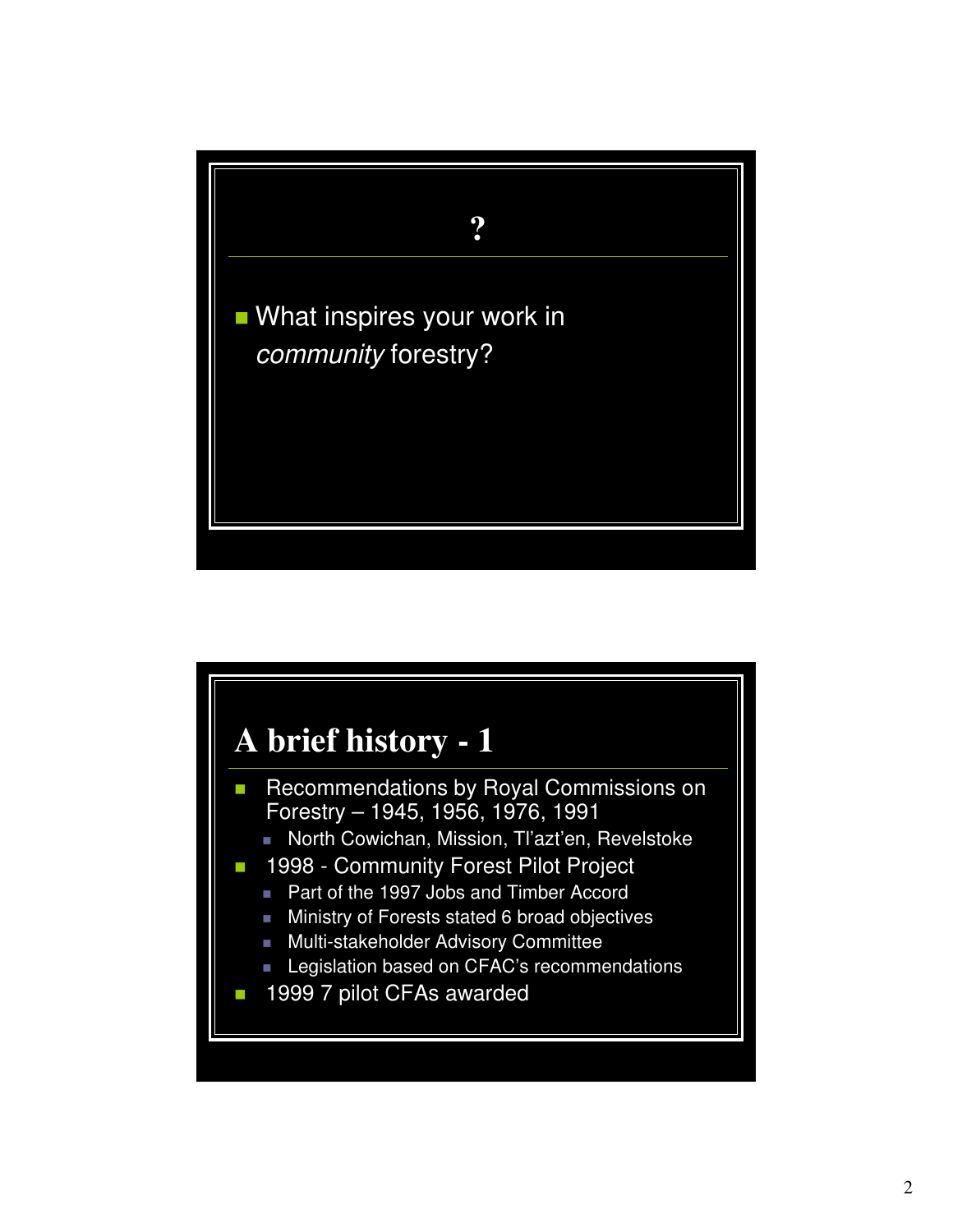## ?

- What inspires your work in *community* forestry?

## A brief history - 1

- Recommendations by Royal Commissions on Forestry – 1945, 1956, 1976, 1991
  - North Cowichan, Mission, Tl'azt'en, Revelstoke
- 1998 - Community Forest Pilot Project
  - Part of the 1997 Jobs and Timber Accord
  - Ministry of Forests stated 6 broad objectives
  - Multi-stakeholder Advisory Committee
  - Legislation based on CFAC's recommendations
- 1999 7 pilot CFAs awarded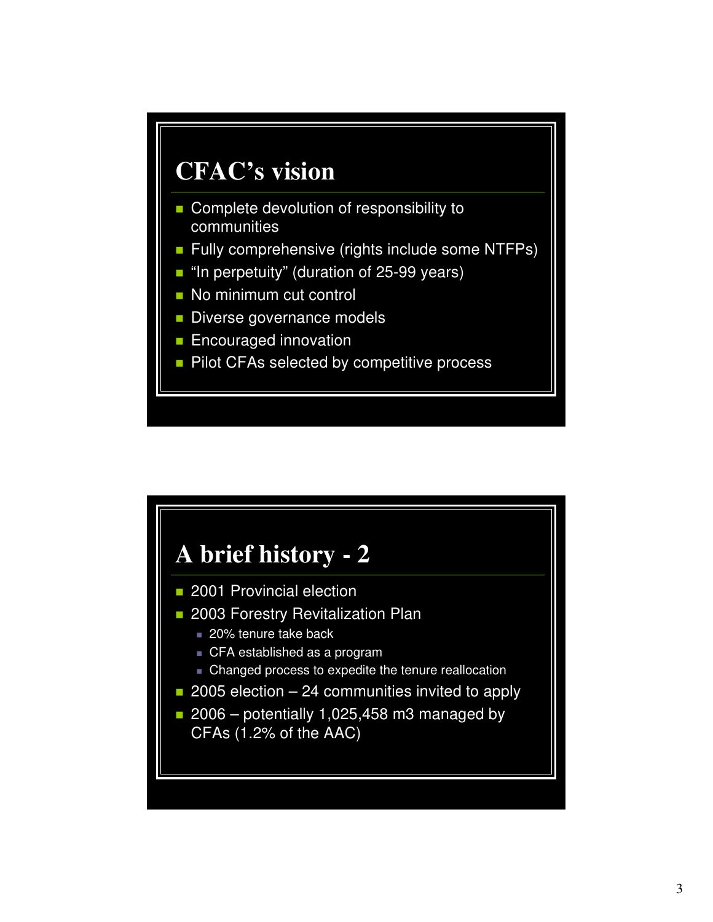## CFAC's vision

- Complete devolution of responsibility to communities
- Fully comprehensive (rights include some NTFPs)
- "In perpetuity" (duration of 25-99 years)
- No minimum cut control
- Diverse governance models
- Encouraged innovation
- Pilot CFAs selected by competitive process

## A brief history - 2

- 2001 Provincial election
- 2003 Forestry Revitalization Plan
  - 20% tenure take back
  - CFA established as a program
  - Changed process to expedite the tenure reallocation
- 2005 election – 24 communities invited to apply
- 2006 – potentially 1,025,458 m3 managed by CFAs (1.2% of the AAC)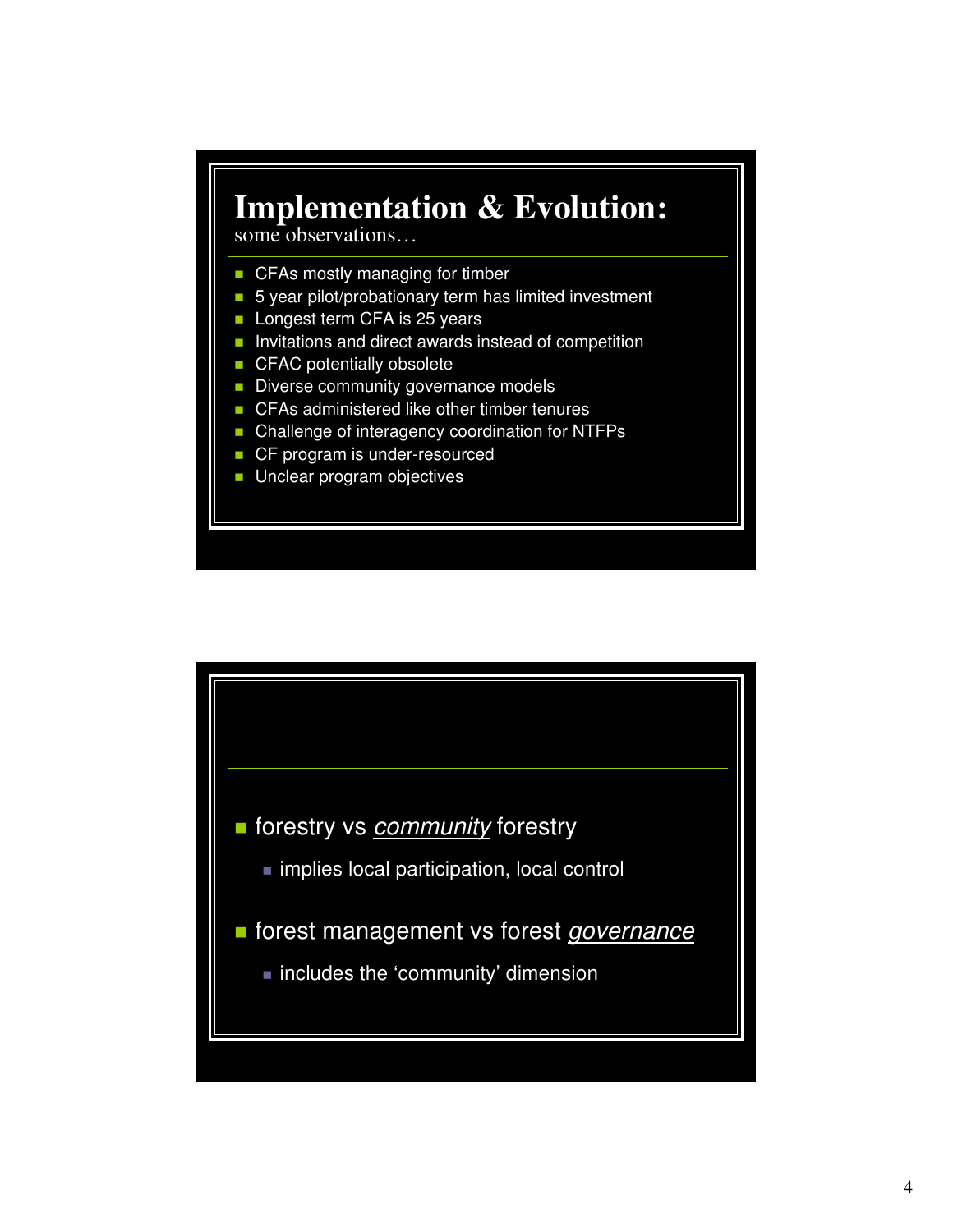# Implementation & Evolution:

some observations…

- CFAs mostly managing for timber
- 5 year pilot/probationary term has limited investment
- Longest term CFA is 25 years
- Invitations and direct awards instead of competition
- CFAC potentially obsolete
- Diverse community governance models
- CFAs administered like other timber tenures
- Challenge of interagency coordination for NTFPs
- CF program is under-resourced
- Unclear program objectives

---

- forestry vs *community* forestry
  - implies local participation, local control
- forest management vs forest *governance*
  - includes the 'community' dimension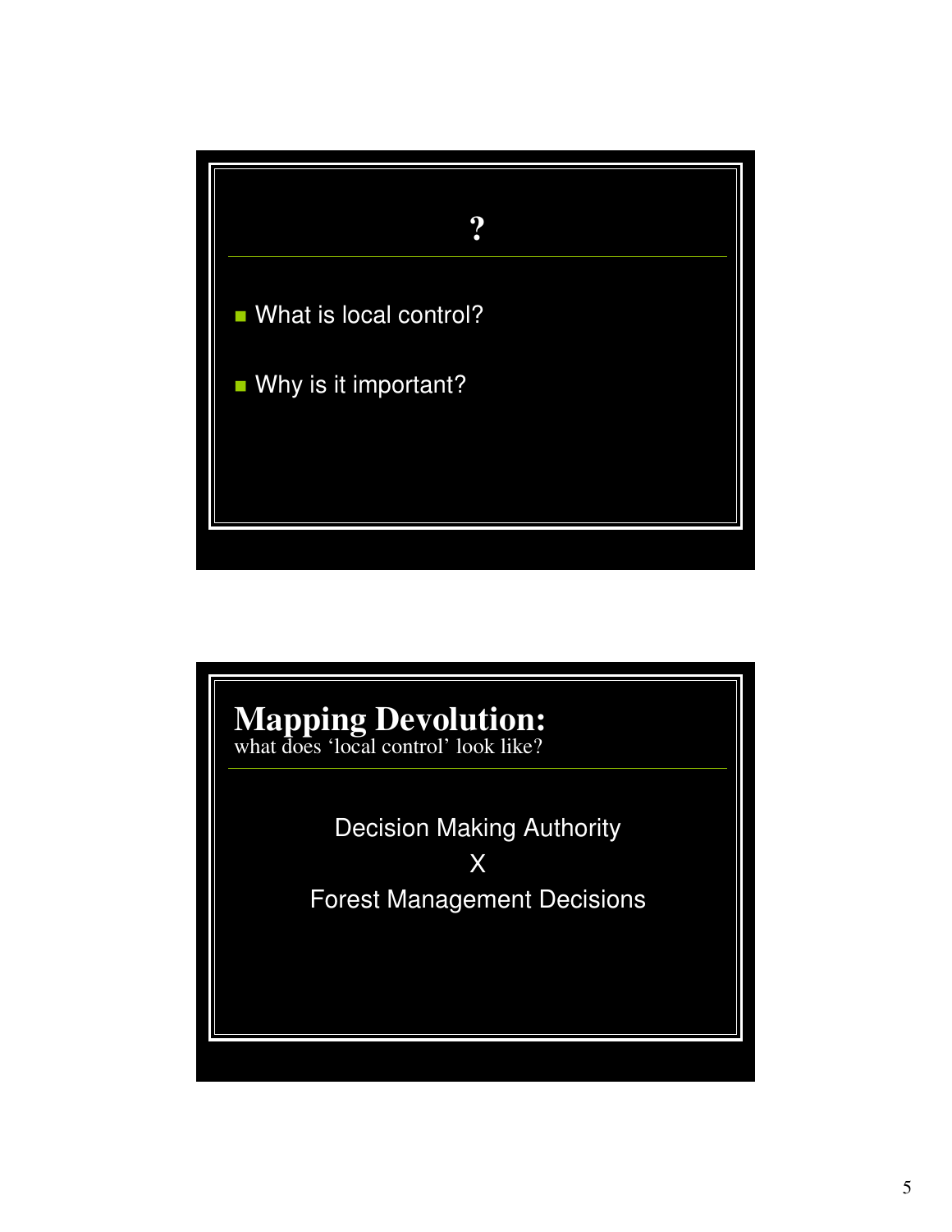## ?

- What is local control?
- Why is it important?

## Mapping Devolution:
what does 'local control' look like?

Decision Making Authority

X

Forest Management Decisions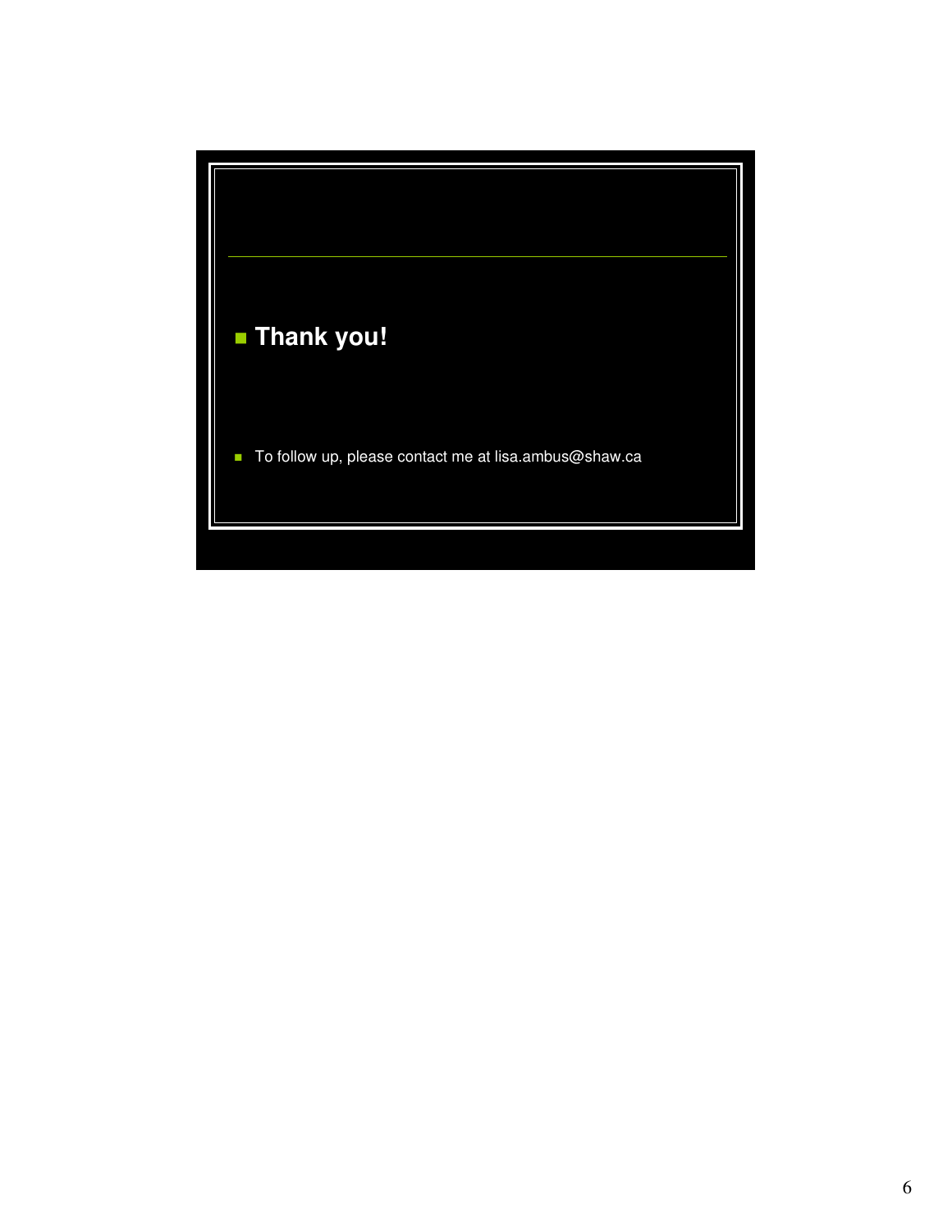- **Thank you!**

- To follow up, please contact me at lisa.ambus@shaw.ca